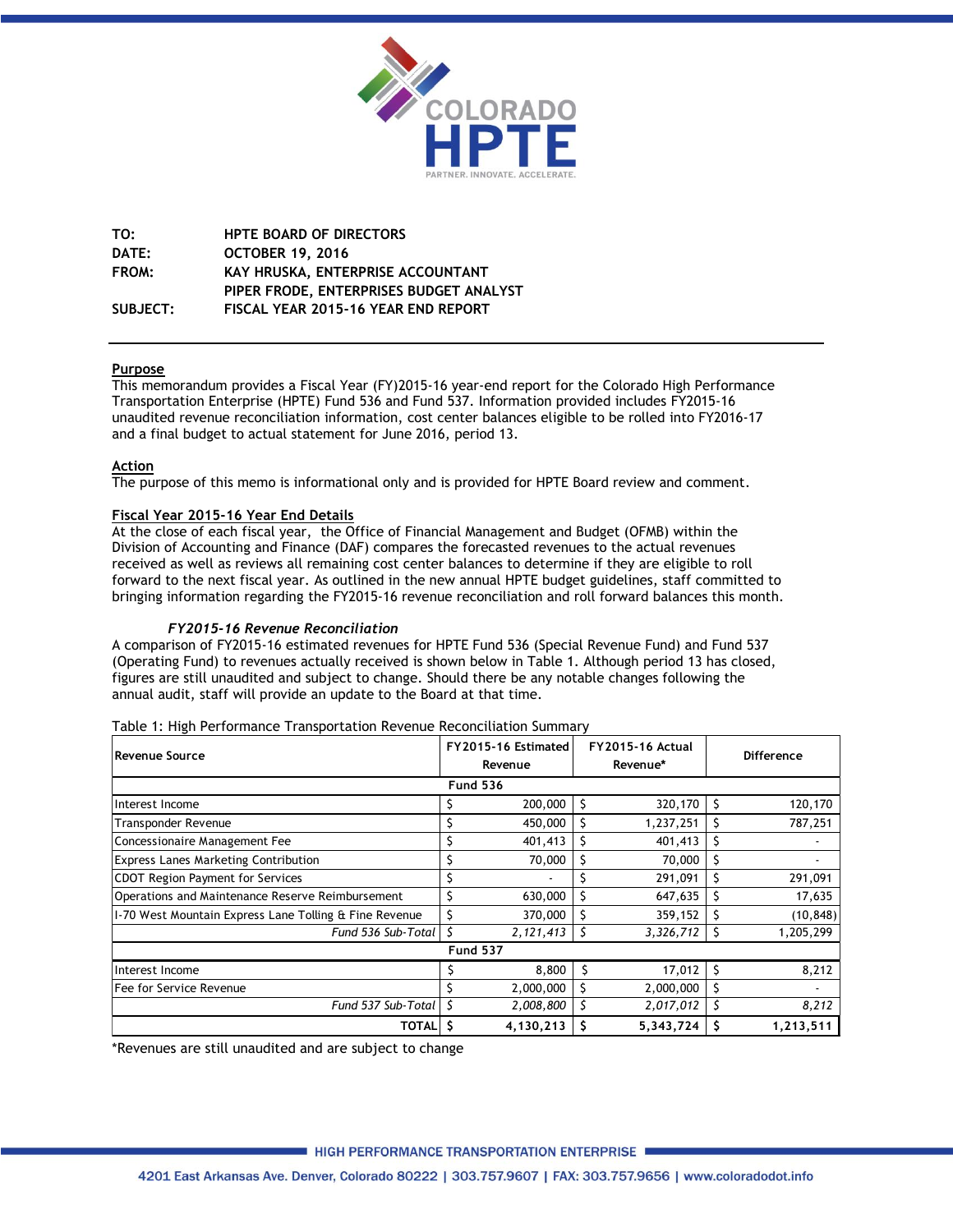| | |
|---|---|
| **TO:** | **HPTE BOARD OF DIRECTORS** |
| **DATE:** | **OCTOBER 19, 2016** |
| **FROM:** | **KAY HRUSKA, ENTERPRISE ACCOUNTANT** |
| | **PIPER FRODE, ENTERPRISES BUDGET ANALYST** |
| **SUBJECT:** | **FISCAL YEAR 2015-16 YEAR END REPORT** |

## Purpose

This memorandum provides a Fiscal Year (FY)2015-16 year-end report for the Colorado High Performance Transportation Enterprise (HPTE) Fund 536 and Fund 537. Information provided includes FY2015-16 unaudited revenue reconciliation information, cost center balances eligible to be rolled into FY2016-17 and a final budget to actual statement for June 2016, period 13.

## Action

The purpose of this memo is informational only and is provided for HPTE Board review and comment.

## Fiscal Year 2015-16 Year End Details

At the close of each fiscal year, the Office of Financial Management and Budget (OFMB) within the Division of Accounting and Finance (DAF) compares the forecasted revenues to the actual revenues received as well as reviews all remaining cost center balances to determine if they are eligible to roll forward to the next fiscal year. As outlined in the new annual HPTE budget guidelines, staff committed to bringing information regarding the FY2015-16 revenue reconciliation and roll forward balances this month.

### *FY2015-16 Revenue Reconciliation*

A comparison of FY2015-16 estimated revenues for HPTE Fund 536 (Special Revenue Fund) and Fund 537 (Operating Fund) to revenues actually received is shown below in Table 1. Although period 13 has closed, figures are still unaudited and subject to change. Should there be any notable changes following the annual audit, staff will provide an update to the Board at that time.

Table 1: High Performance Transportation Revenue Reconciliation Summary

| Revenue Source | FY2015-16 Estimated Revenue | FY2015-16 Actual Revenue* | Difference |
|---|---|---|---|
| **Fund 536** | | | |
| Interest Income | $ 200,000 | $ 320,170 | $ 120,170 |
| Transponder Revenue | $ 450,000 | $ 1,237,251 | $ 787,251 |
| Concessionaire Management Fee | $ 401,413 | $ 401,413 | $ - |
| Express Lanes Marketing Contribution | $ 70,000 | $ 70,000 | $ - |
| CDOT Region Payment for Services | $ - | $ 291,091 | $ 291,091 |
| Operations and Maintenance Reserve Reimbursement | $ 630,000 | $ 647,635 | $ 17,635 |
| I-70 West Mountain Express Lane Tolling & Fine Revenue | $ 370,000 | $ 359,152 | $ (10,848) |
| *Fund 536 Sub-Total* | *$ 2,121,413* | *$ 3,326,712* | $ 1,205,299 |
| **Fund 537** | | | |
| Interest Income | $ 8,800 | $ 17,012 | $ 8,212 |
| Fee for Service Revenue | $ 2,000,000 | $ 2,000,000 | $ - |
| *Fund 537 Sub-Total* | *$ 2,008,800* | *$ 2,017,012* | *$ 8,212* |
| **TOTAL** | **$ 4,130,213** | **$ 5,343,724** | **$ 1,213,511** |

*Revenues are still unaudited and are subject to change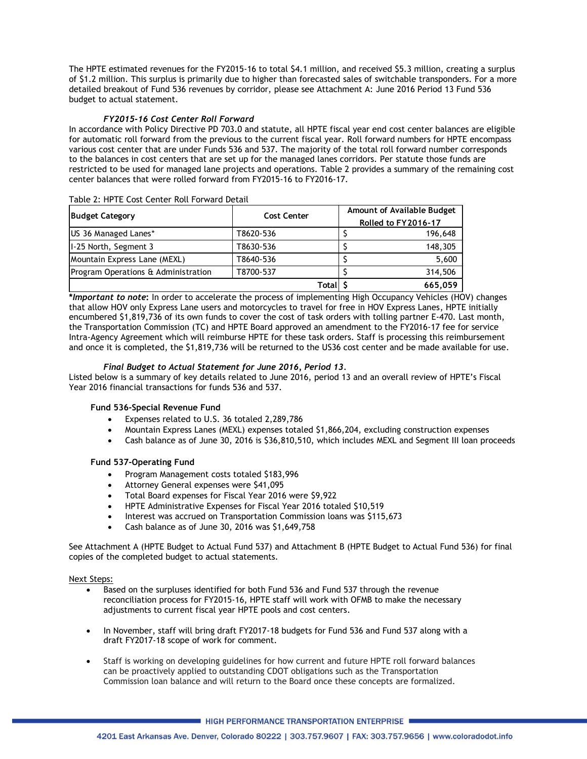The HPTE estimated revenues for the FY2015-16 to total $4.1 million, and received $5.3 million, creating a surplus of $1.2 million. This surplus is primarily due to higher than forecasted sales of switchable transponders. For a more detailed breakout of Fund 536 revenues by corridor, please see Attachment A: June 2016 Period 13 Fund 536 budget to actual statement.

***FY2015-16 Cost Center Roll Forward***

In accordance with Policy Directive PD 703.0 and statute, all HPTE fiscal year end cost center balances are eligible for automatic roll forward from the previous to the current fiscal year. Roll forward numbers for HPTE encompass various cost center that are under Funds 536 and 537. The majority of the total roll forward number corresponds to the balances in cost centers that are set up for the managed lanes corridors. Per statute those funds are restricted to be used for managed lane projects and operations. Table 2 provides a summary of the remaining cost center balances that were rolled forward from FY2015-16 to FY2016-17.

Table 2: HPTE Cost Center Roll Forward Detail

| **Budget Category** | **Cost Center** | **Amount of Available Budget Rolled to FY2016-17** |
|---|---|---|
| US 36 Managed Lanes* | T8620-536 | $ 196,648 |
| I-25 North, Segment 3 | T8630-536 | $ 148,305 |
| Mountain Express Lane (MEXL) | T8640-536 | $ 5,600 |
| Program Operations & Administration | T8700-537 | $ 314,506 |
| | **Total** | **$ 665,059** |

***Important to note*:** In order to accelerate the process of implementing High Occupancy Vehicles (HOV) changes that allow HOV only Express Lane users and motorcycles to travel for free in HOV Express Lanes, HPTE initially encumbered $1,819,736 of its own funds to cover the cost of task orders with tolling partner E-470. Last month, the Transportation Commission (TC) and HPTE Board approved an amendment to the FY2016-17 fee for service Intra-Agency Agreement which will reimburse HPTE for these task orders. Staff is processing this reimbursement and once it is completed, the $1,819,736 will be returned to the US36 cost center and be made available for use.

***Final Budget to Actual Statement for June 2016, Period 13.***

Listed below is a summary of key details related to June 2016, period 13 and an overall review of HPTE's Fiscal Year 2016 financial transactions for funds 536 and 537.

**Fund 536-Special Revenue Fund**

- Expenses related to U.S. 36 totaled 2,289,786
- Mountain Express Lanes (MEXL) expenses totaled $1,866,204, excluding construction expenses
- Cash balance as of June 30, 2016 is $36,810,510, which includes MEXL and Segment III loan proceeds

**Fund 537-Operating Fund**

- Program Management costs totaled $183,996
- Attorney General expenses were $41,095
- Total Board expenses for Fiscal Year 2016 were $9,922
- HPTE Administrative Expenses for Fiscal Year 2016 totaled $10,519
- Interest was accrued on Transportation Commission loans was $115,673
- Cash balance as of June 30, 2016 was $1,649,758

See Attachment A (HPTE Budget to Actual Fund 537) and Attachment B (HPTE Budget to Actual Fund 536) for final copies of the completed budget to actual statements.

Next Steps:

- Based on the surpluses identified for both Fund 536 and Fund 537 through the revenue reconciliation process for FY2015-16, HPTE staff will work with OFMB to make the necessary adjustments to current fiscal year HPTE pools and cost centers.
- In November, staff will bring draft FY2017-18 budgets for Fund 536 and Fund 537 along with a draft FY2017-18 scope of work for comment.
- Staff is working on developing guidelines for how current and future HPTE roll forward balances can be proactively applied to outstanding CDOT obligations such as the Transportation Commission loan balance and will return to the Board once these concepts are formalized.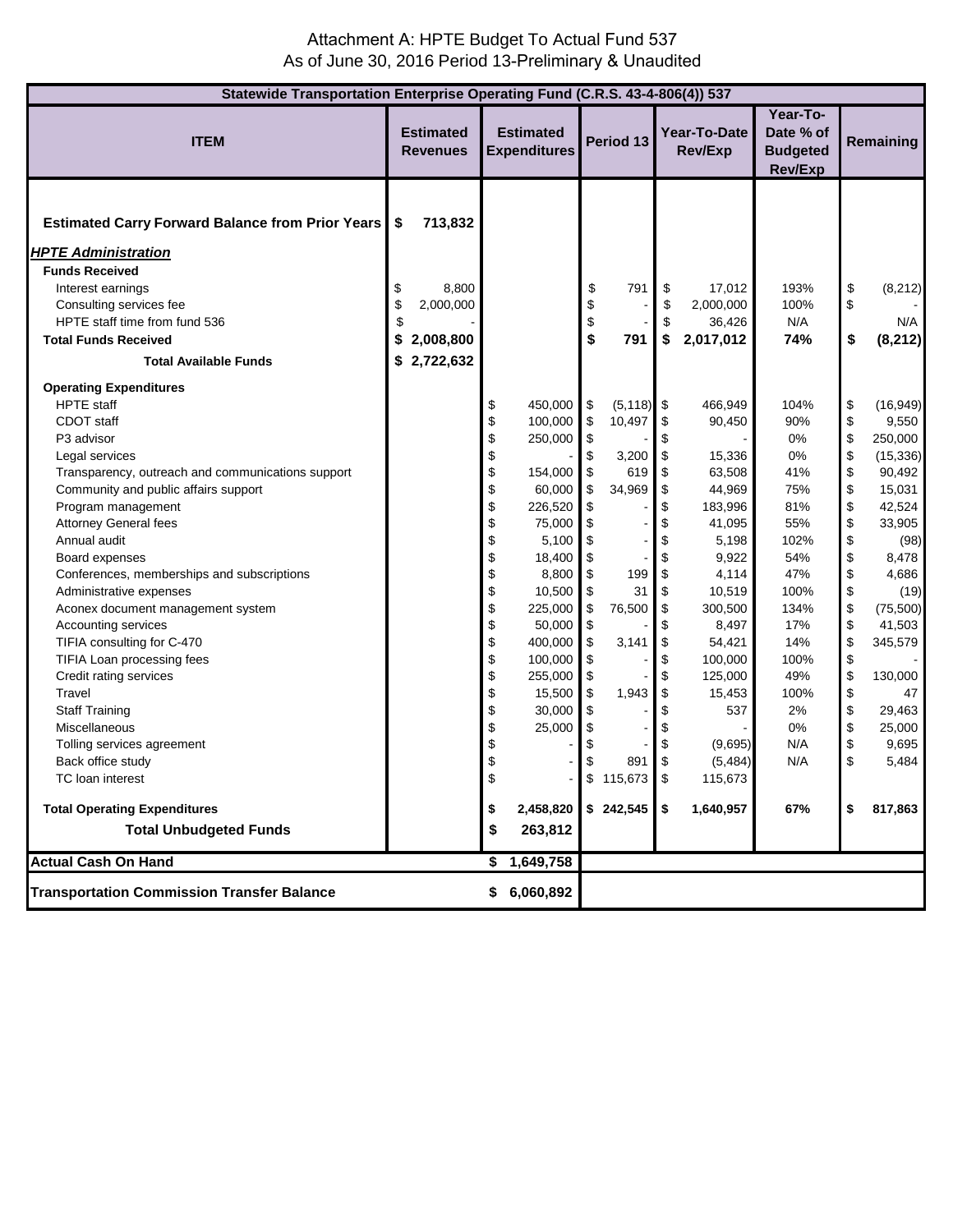# Attachment A: HPTE Budget To Actual Fund 537
## As of June 30, 2016 Period 13-Preliminary & Unaudited

| Statewide Transportation Enterprise Operating Fund (C.R.S. 43-4-806(4)) 537 | | | | | | |
|---|---|---|---|---|---|---|
| **ITEM** | **Estimated Revenues** | **Estimated Expenditures** | **Period 13** | **Year-To-Date Rev/Exp** | **Year-To-Date % of Budgeted Rev/Exp** | **Remaining** |
| **Estimated Carry Forward Balance from Prior Years** | **$ 713,832** | | | | | |
| ***HPTE Administration*** | | | | | | |
| **Funds Received** | | | | | | |
| Interest earnings | $ 8,800 | | $ 791 | $ 17,012 | 193% | $ (8,212) |
| Consulting services fee | $ 2,000,000 | | $ - | $ 2,000,000 | 100% | $ - |
| HPTE staff time from fund 536 | $ - | | $ - | $ 36,426 | N/A | N/A |
| **Total Funds Received** | **$ 2,008,800** | | **$ 791** | **$ 2,017,012** | **74%** | **$ (8,212)** |
| **Total Available Funds** | **$ 2,722,632** | | | | | |
| **Operating Expenditures** | | | | | | |
| HPTE staff | | $ 450,000 | $ (5,118) | $ 466,949 | 104% | $ (16,949) |
| CDOT staff | | $ 100,000 | $ 10,497 | $ 90,450 | 90% | $ 9,550 |
| P3 advisor | | $ 250,000 | $ - | $ - | 0% | $ 250,000 |
| Legal services | | $ - | $ 3,200 | $ 15,336 | 0% | $ (15,336) |
| Transparency, outreach and communications support | | $ 154,000 | $ 619 | $ 63,508 | 41% | $ 90,492 |
| Community and public affairs support | | $ 60,000 | $ 34,969 | $ 44,969 | 75% | $ 15,031 |
| Program management | | $ 226,520 | $ - | $ 183,996 | 81% | $ 42,524 |
| Attorney General fees | | $ 75,000 | $ - | $ 41,095 | 55% | $ 33,905 |
| Annual audit | | $ 5,100 | $ - | $ 5,198 | 102% | $ (98) |
| Board expenses | | $ 18,400 | $ - | $ 9,922 | 54% | $ 8,478 |
| Conferences, memberships and subscriptions | | $ 8,800 | $ 199 | $ 4,114 | 47% | $ 4,686 |
| Administrative expenses | | $ 10,500 | $ 31 | $ 10,519 | 100% | $ (19) |
| Aconex document management system | | $ 225,000 | $ 76,500 | $ 300,500 | 134% | $ (75,500) |
| Accounting services | | $ 50,000 | $ - | $ 8,497 | 17% | $ 41,503 |
| TIFIA consulting for C-470 | | $ 400,000 | $ 3,141 | $ 54,421 | 14% | $ 345,579 |
| TIFIA Loan processing fees | | $ 100,000 | $ - | $ 100,000 | 100% | $ - |
| Credit rating services | | $ 255,000 | $ - | $ 125,000 | 49% | $ 130,000 |
| Travel | | $ 15,500 | $ 1,943 | $ 15,453 | 100% | $ 47 |
| Staff Training | | $ 30,000 | $ - | $ 537 | 2% | $ 29,463 |
| Miscellaneous | | $ 25,000 | $ - | $ - | 0% | $ 25,000 |
| Tolling services agreement | | $ - | $ - | $ (9,695) | N/A | $ 9,695 |
| Back office study | | $ - | $ 891 | $ (5,484) | N/A | $ 5,484 |
| TC loan interest | | $ - | $ 115,673 | $ 115,673 | | |
| **Total Operating Expenditures** | | **$ 2,458,820** | **$ 242,545** | **$ 1,640,957** | **67%** | **$ 817,863** |
| **Total Unbudgeted Funds** | | **$ 263,812** | | | | |
| **Actual Cash On Hand** | | **$ 1,649,758** | | | | |
| **Transportation Commission Transfer Balance** | | **$ 6,060,892** | | | | |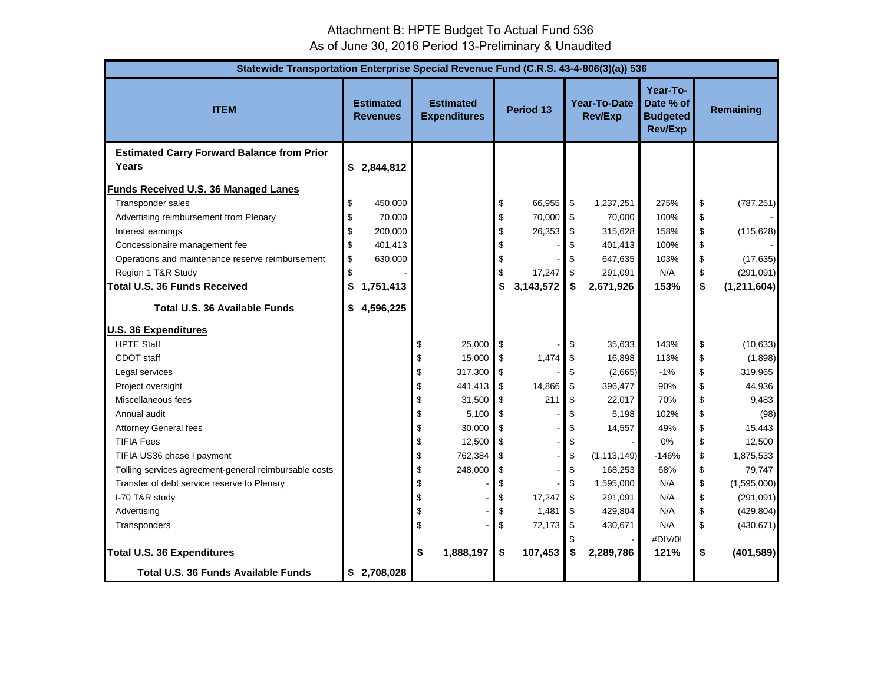Attachment B: HPTE Budget To Actual Fund 536
As of June 30, 2016 Period 13-Preliminary & Unaudited

| Statewide Transportation Enterprise Special Revenue Fund (C.R.S. 43-4-806(3)(a)) 536 | | | | | | |
|---|---|---|---|---|---|---|
| **ITEM** | **Estimated Revenues** | **Estimated Expenditures** | **Period 13** | **Year-To-Date Rev/Exp** | **Year-To-Date % of Budgeted Rev/Exp** | **Remaining** |
| **Estimated Carry Forward Balance from Prior Years** | **$ 2,844,812** | | | | | |
| **Funds Received U.S. 36 Managed Lanes** | | | | | | |
| Transponder sales | $ 450,000 | | $ 66,955 | $ 1,237,251 | 275% | $ (787,251) |
| Advertising reimbursement from Plenary | $ 70,000 | | $ 70,000 | $ 70,000 | 100% | $ - |
| Interest earnings | $ 200,000 | | $ 26,353 | $ 315,628 | 158% | $ (115,628) |
| Concessionaire management fee | $ 401,413 | | $ - | $ 401,413 | 100% | $ - |
| Operations and maintenance reserve reimbursement | $ 630,000 | | $ - | $ 647,635 | 103% | $ (17,635) |
| Region 1 T&R Study | $ - | | $ 17,247 | $ 291,091 | N/A | $ (291,091) |
| **Total U.S. 36 Funds Received** | **$ 1,751,413** | | **$ 3,143,572** | **$ 2,671,926** | **153%** | **$ (1,211,604)** |
| **Total U.S. 36 Available Funds** | **$ 4,596,225** | | | | | |
| **U.S. 36 Expenditures** | | | | | | |
| HPTE Staff | | $ 25,000 | $ - | $ 35,633 | 143% | $ (10,633) |
| CDOT staff | | $ 15,000 | $ 1,474 | $ 16,898 | 113% | $ (1,898) |
| Legal services | | $ 317,300 | $ - | $ (2,665) | -1% | $ 319,965 |
| Project oversight | | $ 441,413 | $ 14,866 | $ 396,477 | 90% | $ 44,936 |
| Miscellaneous fees | | $ 31,500 | $ 211 | $ 22,017 | 70% | $ 9,483 |
| Annual audit | | $ 5,100 | $ - | $ 5,198 | 102% | $ (98) |
| Attorney General fees | | $ 30,000 | $ - | $ 14,557 | 49% | $ 15,443 |
| TIFIA Fees | | $ 12,500 | $ - | $ - | 0% | $ 12,500 |
| TIFIA US36 phase I payment | | $ 762,384 | $ - | $ (1,113,149) | -146% | $ 1,875,533 |
| Tolling services agreement-general reimbursable costs | | $ 248,000 | $ - | $ 168,253 | 68% | $ 79,747 |
| Transfer of debt service reserve to Plenary | | $ - | $ - | $ 1,595,000 | N/A | $ (1,595,000) |
| I-70 T&R study | | $ - | $ 17,247 | $ 291,091 | N/A | $ (291,091) |
| Advertising | | $ - | $ 1,481 | $ 429,804 | N/A | $ (429,804) |
| Transponders | | $ - | $ 72,173 | $ 430,671 | N/A | $ (430,671) |
| | | | | $ - | #DIV/0! | |
| **Total U.S. 36 Expenditures** | | **$ 1,888,197** | **$ 107,453** | **$ 2,289,786** | **121%** | **$ (401,589)** |
| **Total U.S. 36 Funds Available Funds** | **$ 2,708,028** | | | | | |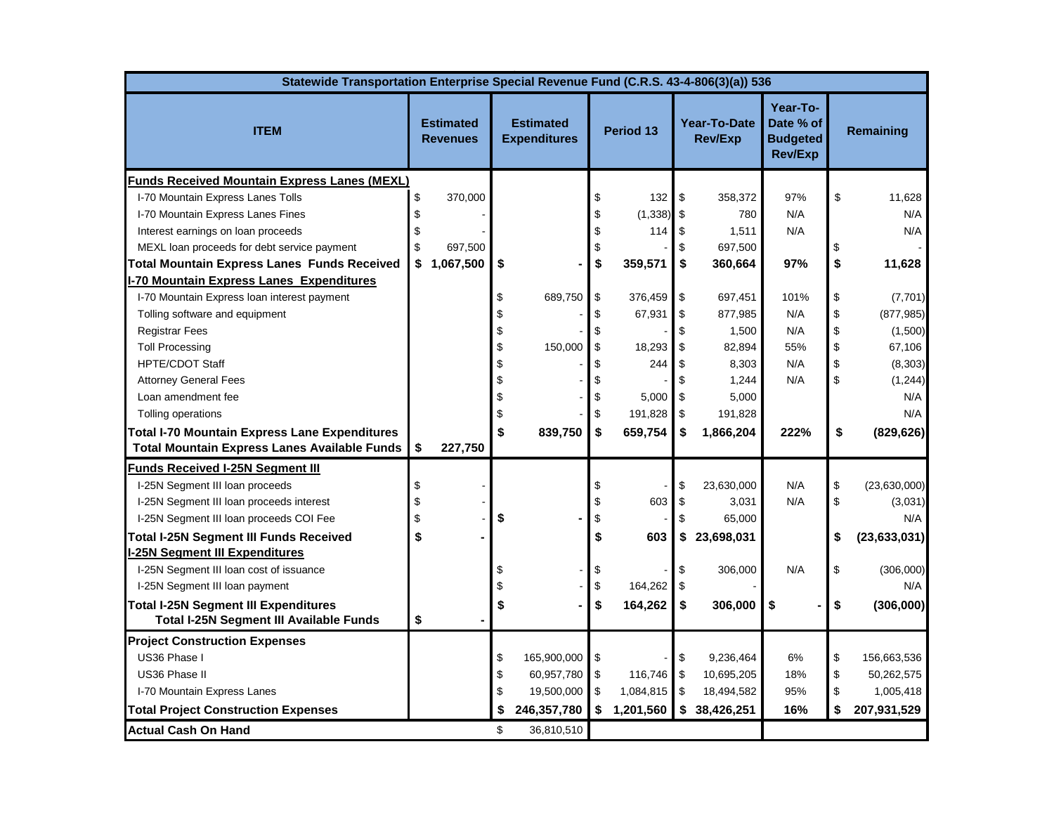| Statewide Transportation Enterprise Special Revenue Fund (C.R.S. 43-4-806(3)(a)) 536 | | | | | | |
|---|---|---|---|---|---|---|
| **ITEM** | **Estimated Revenues** | **Estimated Expenditures** | **Period 13** | **Year-To-Date Rev/Exp** | **Year-To-Date % of Budgeted Rev/Exp** | **Remaining** |
| **Funds Received Mountain Express Lanes (MEXL)** | | | | | | |
| I-70 Mountain Express Lanes Tolls | $ 370,000 | | $ 132 | $ 358,372 | 97% | $ 11,628 |
| I-70 Mountain Express Lanes Fines | $ - | | $ (1,338) | $ 780 | N/A | N/A |
| Interest earnings on loan proceeds | $ - | | $ 114 | $ 1,511 | N/A | N/A |
| MEXL loan proceeds for debt service payment | $ 697,500 | | $ - | $ 697,500 | | $ - |
| **Total Mountain Express Lanes Funds Received** | **$ 1,067,500** | **$ -** | **$ 359,571** | **$ 360,664** | **97%** | **$ 11,628** |
| **I-70 Mountain Express Lanes Expenditures** | | | | | | |
| I-70 Mountain Express loan interest payment | | $ 689,750 | $ 376,459 | $ 697,451 | 101% | $ (7,701) |
| Tolling software and equipment | | $ - | $ 67,931 | $ 877,985 | N/A | $ (877,985) |
| Registrar Fees | | $ - | $ - | $ 1,500 | N/A | $ (1,500) |
| Toll Processing | | $ 150,000 | $ 18,293 | $ 82,894 | 55% | $ 67,106 |
| HPTE/CDOT Staff | | $ - | $ 244 | $ 8,303 | N/A | $ (8,303) |
| Attorney General Fees | | $ - | $ - | $ 1,244 | N/A | $ (1,244) |
| Loan amendment fee | | $ - | $ 5,000 | $ 5,000 | | N/A |
| Tolling operations | | $ - | $ 191,828 | $ 191,828 | | N/A |
| **Total I-70 Mountain Express Lane Expenditures** | | **$ 839,750** | **$ 659,754** | **$ 1,866,204** | **222%** | **$ (829,626)** |
| **Total Mountain Express Lanes Available Funds** | **$ 227,750** | | | | | |
| **Funds Received I-25N Segment III** | | | | | | |
| I-25N Segment III loan proceeds | $ - | | $ - | $ 23,630,000 | N/A | $ (23,630,000) |
| I-25N Segment III loan proceeds interest | $ - | | $ 603 | $ 3,031 | N/A | $ (3,031) |
| I-25N Segment III loan proceeds COI Fee | $ - | **$ -** | $ - | $ 65,000 | | N/A |
| **Total I-25N Segment III Funds Received** | **$ -** | | **$ 603** | **$ 23,698,031** | | **$ (23,633,031)** |
| **I-25N Segment III Expenditures** | | | | | | |
| I-25N Segment III loan cost of issuance | | $ - | $ - | $ 306,000 | N/A | $ (306,000) |
| I-25N Segment III loan payment | | $ - | $ 164,262 | $ - | | N/A |
| **Total I-25N Segment III Expenditures** | | **$ -** | **$ 164,262** | **$ 306,000** | **$ -** | **$ (306,000)** |
| **Total I-25N Segment III Available Funds** | **$ -** | | | | | |
| **Project Construction Expenses** | | | | | | |
| US36 Phase I | | $ 165,900,000 | $ - | $ 9,236,464 | 6% | $ 156,663,536 |
| US36 Phase II | | $ 60,957,780 | $ 116,746 | $ 10,695,205 | 18% | $ 50,262,575 |
| I-70 Mountain Express Lanes | | $ 19,500,000 | $ 1,084,815 | $ 18,494,582 | 95% | $ 1,005,418 |
| **Total Project Construction Expenses** | | **$ 246,357,780** | **$ 1,201,560** | **$ 38,426,251** | **16%** | **$ 207,931,529** |
| **Actual Cash On Hand** | | $ 36,810,510 | | | | |